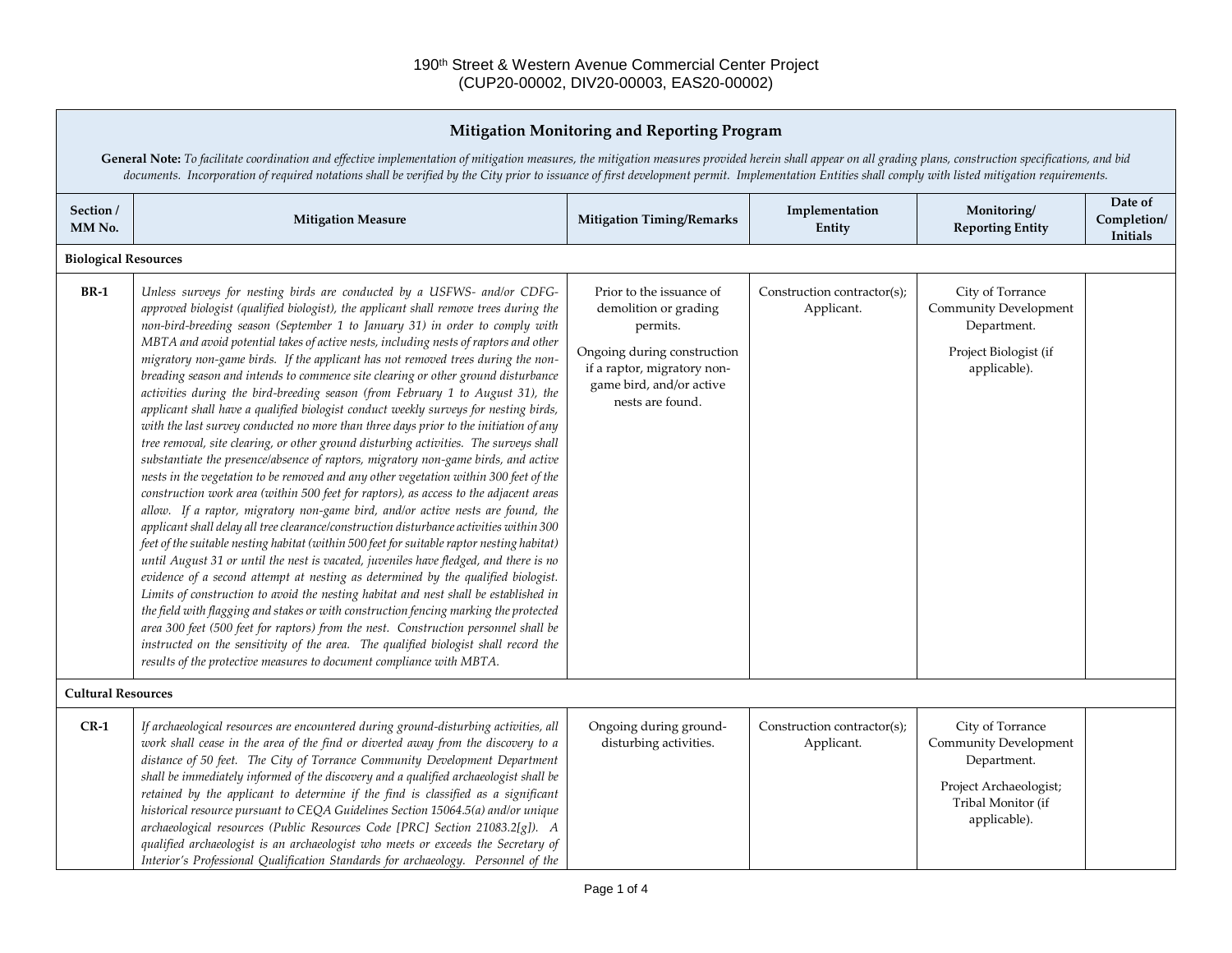190th Street & Western Avenue Commercial Center Project
(CUP20-00002, DIV20-00003, EAS20-00002)

## Mitigation Monitoring and Reporting Program

**General Note:** *To facilitate coordination and effective implementation of mitigation measures, the mitigation measures provided herein shall appear on all grading plans, construction specifications, and bid documents. Incorporation of required notations shall be verified by the City prior to issuance of first development permit. Implementation Entities shall comply with listed mitigation requirements.*

| Section / MM No. | Mitigation Measure | Mitigation Timing/Remarks | Implementation Entity | Monitoring/ Reporting Entity | Date of Completion/ Initials |
|---|---|---|---|---|---|
| **Biological Resources** | | | | | |
| **BR-1** | *Unless surveys for nesting birds are conducted by a USFWS- and/or CDFG-approved biologist (qualified biologist), the applicant shall remove trees during the non-bird-breeding season (September 1 to January 31) in order to comply with MBTA and avoid potential takes of active nests, including nests of raptors and other migratory non-game birds. If the applicant has not removed trees during the non-breeding season and intends to commence site clearing or other ground disturbance activities during the bird-breeding season (from February 1 to August 31), the applicant shall have a qualified biologist conduct weekly surveys for nesting birds, with the last survey conducted no more than three days prior to the initiation of any tree removal, site clearing, or other ground disturbing activities. The surveys shall substantiate the presence/absence of raptors, migratory non-game birds, and active nests in the vegetation to be removed and any other vegetation within 300 feet of the construction work area (within 500 feet for raptors), as access to the adjacent areas allow. If a raptor, migratory non-game bird, and/or active nests are found, the applicant shall delay all tree clearance/construction disturbance activities within 300 feet of the suitable nesting habitat (within 500 feet for suitable raptor nesting habitat) until August 31 or until the nest is vacated, juveniles have fledged, and there is no evidence of a second attempt at nesting as determined by the qualified biologist. Limits of construction to avoid the nesting habitat and nest shall be established in the field with flagging and stakes or with construction fencing marking the protected area 300 feet (500 feet for raptors) from the nest. Construction personnel shall be instructed on the sensitivity of the area. The qualified biologist shall record the results of the protective measures to document compliance with MBTA.* | Prior to the issuance of demolition or grading permits.<br><br>Ongoing during construction if a raptor, migratory non-game bird, and/or active nests are found. | Construction contractor(s); Applicant. | City of Torrance Community Development Department.<br><br>Project Biologist (if applicable). | |
| **Cultural Resources** | | | | | |
| **CR-1** | *If archaeological resources are encountered during ground-disturbing activities, all work shall cease in the area of the find or diverted away from the discovery to a distance of 50 feet. The City of Torrance Community Development Department shall be immediately informed of the discovery and a qualified archaeologist shall be retained by the applicant to determine if the find is classified as a significant historical resource pursuant to CEQA Guidelines Section 15064.5(a) and/or unique archaeological resources (Public Resources Code [PRC] Section 21083.2[g]). A qualified archaeologist is an archaeologist who meets or exceeds the Secretary of Interior's Professional Qualification Standards for archaeology. Personnel of the* | Ongoing during ground-disturbing activities. | Construction contractor(s); Applicant. | City of Torrance Community Development Department.<br><br>Project Archaeologist; Tribal Monitor (if applicable). | |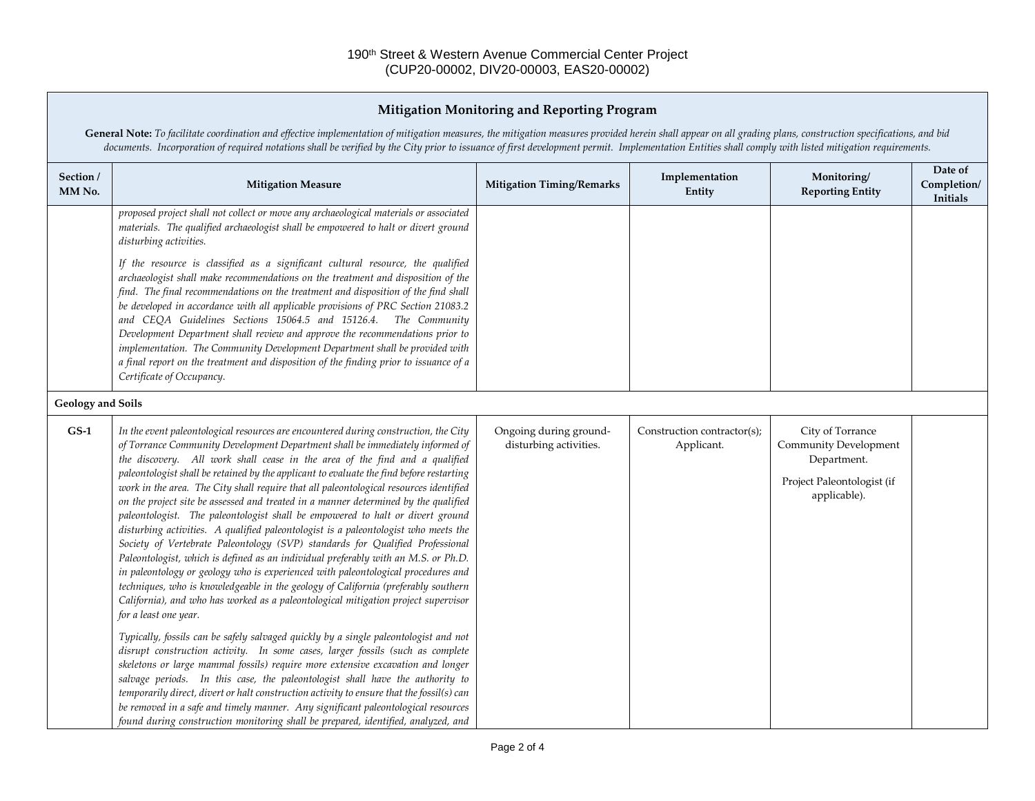## Mitigation Monitoring and Reporting Program

**General Note:** *To facilitate coordination and effective implementation of mitigation measures, the mitigation measures provided herein shall appear on all grading plans, construction specifications, and bid documents. Incorporation of required notations shall be verified by the City prior to issuance of first development permit. Implementation Entities shall comply with listed mitigation requirements.*

| Section / MM No. | Mitigation Measure | Mitigation Timing/Remarks | Implementation Entity | Monitoring/ Reporting Entity | Date of Completion/ Initials |
|---|---|---|---|---|---|
| | *proposed project shall not collect or move any archaeological materials or associated materials. The qualified archaeologist shall be empowered to halt or divert ground disturbing activities.*<br><br>*If the resource is classified as a significant cultural resource, the qualified archaeologist shall make recommendations on the treatment and disposition of the find. The final recommendations on the treatment and disposition of the find shall be developed in accordance with all applicable provisions of PRC Section 21083.2 and CEQA Guidelines Sections 15064.5 and 15126.4. The Community Development Department shall review and approve the recommendations prior to implementation. The Community Development Department shall be provided with a final report on the treatment and disposition of the finding prior to issuance of a Certificate of Occupancy.* | | | | |
| **Geology and Soils** | | | | | |
| **GS-1** | *In the event paleontological resources are encountered during construction, the City of Torrance Community Development Department shall be immediately informed of the discovery. All work shall cease in the area of the find and a qualified paleontologist shall be retained by the applicant to evaluate the find before restarting work in the area. The City shall require that all paleontological resources identified on the project site be assessed and treated in a manner determined by the qualified paleontologist. The paleontologist shall be empowered to halt or divert ground disturbing activities. A qualified paleontologist is a paleontologist who meets the Society of Vertebrate Paleontology (SVP) standards for Qualified Professional Paleontologist, which is defined as an individual preferably with an M.S. or Ph.D. in paleontology or geology who is experienced with paleontological procedures and techniques, who is knowledgeable in the geology of California (preferably southern California), and who has worked as a paleontological mitigation project supervisor for a least one year.*<br><br>*Typically, fossils can be safely salvaged quickly by a single paleontologist and not disrupt construction activity. In some cases, larger fossils (such as complete skeletons or large mammal fossils) require more extensive excavation and longer salvage periods. In this case, the paleontologist shall have the authority to temporarily direct, divert or halt construction activity to ensure that the fossil(s) can be removed in a safe and timely manner. Any significant paleontological resources found during construction monitoring shall be prepared, identified, analyzed, and* | Ongoing during ground-disturbing activities. | Construction contractor(s); Applicant. | City of Torrance Community Development Department.<br><br>Project Paleontologist (if applicable). | |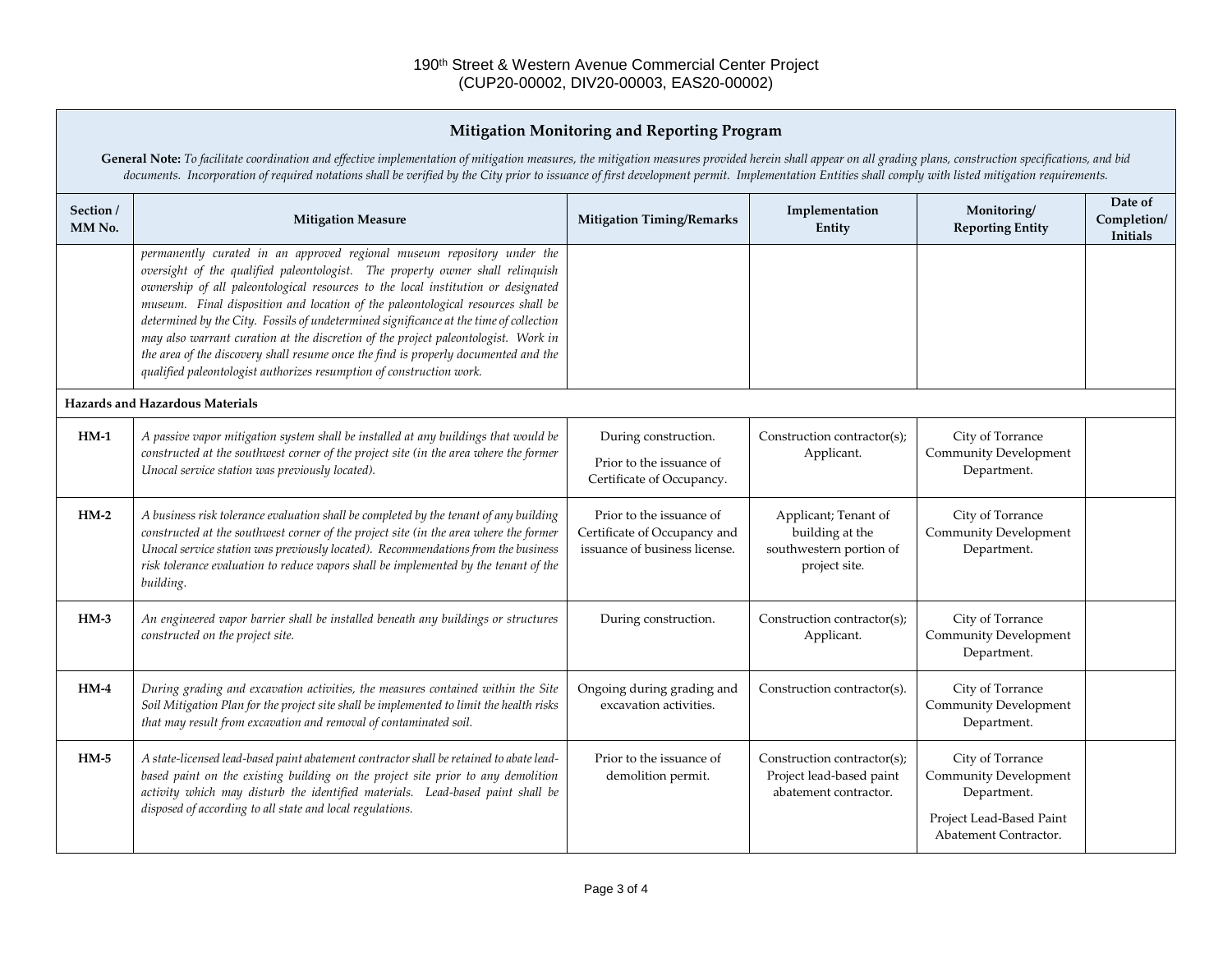190th Street & Western Avenue Commercial Center Project
(CUP20-00002, DIV20-00003, EAS20-00002)

## Mitigation Monitoring and Reporting Program

**General Note:** *To facilitate coordination and effective implementation of mitigation measures, the mitigation measures provided herein shall appear on all grading plans, construction specifications, and bid documents. Incorporation of required notations shall be verified by the City prior to issuance of first development permit. Implementation Entities shall comply with listed mitigation requirements.*

| Section / MM No. | Mitigation Measure | Mitigation Timing/Remarks | Implementation Entity | Monitoring/ Reporting Entity | Date of Completion/ Initials |
|---|---|---|---|---|---|
| | *permanently curated in an approved regional museum repository under the oversight of the qualified paleontologist. The property owner shall relinquish ownership of all paleontological resources to the local institution or designated museum. Final disposition and location of the paleontological resources shall be determined by the City. Fossils of undetermined significance at the time of collection may also warrant curation at the discretion of the project paleontologist. Work in the area of the discovery shall resume once the find is properly documented and the qualified paleontologist authorizes resumption of construction work.* | | | | |
| **Hazards and Hazardous Materials** | | | | | |
| **HM-1** | *A passive vapor mitigation system shall be installed at any buildings that would be constructed at the southwest corner of the project site (in the area where the former Unocal service station was previously located).* | During construction. Prior to the issuance of Certificate of Occupancy. | Construction contractor(s); Applicant. | City of Torrance Community Development Department. | |
| **HM-2** | *A business risk tolerance evaluation shall be completed by the tenant of any building constructed at the southwest corner of the project site (in the area where the former Unocal service station was previously located). Recommendations from the business risk tolerance evaluation to reduce vapors shall be implemented by the tenant of the building.* | Prior to the issuance of Certificate of Occupancy and issuance of business license. | Applicant; Tenant of building at the southwestern portion of project site. | City of Torrance Community Development Department. | |
| **HM-3** | *An engineered vapor barrier shall be installed beneath any buildings or structures constructed on the project site.* | During construction. | Construction contractor(s); Applicant. | City of Torrance Community Development Department. | |
| **HM-4** | *During grading and excavation activities, the measures contained within the Site Soil Mitigation Plan for the project site shall be implemented to limit the health risks that may result from excavation and removal of contaminated soil.* | Ongoing during grading and excavation activities. | Construction contractor(s). | City of Torrance Community Development Department. | |
| **HM-5** | *A state-licensed lead-based paint abatement contractor shall be retained to abate lead-based paint on the existing building on the project site prior to any demolition activity which may disturb the identified materials. Lead-based paint shall be disposed of according to all state and local regulations.* | Prior to the issuance of demolition permit. | Construction contractor(s); Project lead-based paint abatement contractor. | City of Torrance Community Development Department. Project Lead-Based Paint Abatement Contractor. | |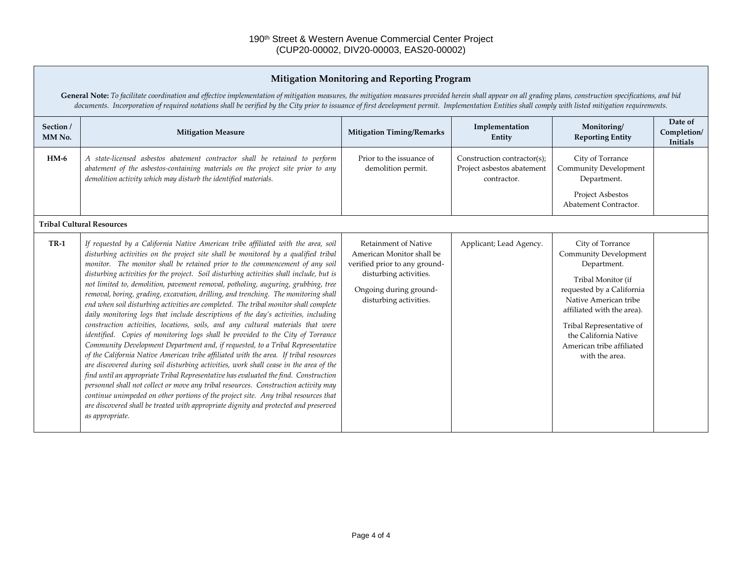190th Street & Western Avenue Commercial Center Project
(CUP20-00002, DIV20-00003, EAS20-00002)

## Mitigation Monitoring and Reporting Program

**General Note:** *To facilitate coordination and effective implementation of mitigation measures, the mitigation measures provided herein shall appear on all grading plans, construction specifications, and bid documents. Incorporation of required notations shall be verified by the City prior to issuance of first development permit. Implementation Entities shall comply with listed mitigation requirements.*

| Section / MM No. | Mitigation Measure | Mitigation Timing/Remarks | Implementation Entity | Monitoring/ Reporting Entity | Date of Completion/ Initials |
|---|---|---|---|---|---|
| **HM-6** | *A state-licensed asbestos abatement contractor shall be retained to perform abatement of the asbestos-containing materials on the project site prior to any demolition activity which may disturb the identified materials.* | Prior to the issuance of demolition permit. | Construction contractor(s); Project asbestos abatement contractor. | City of Torrance Community Development Department.<br><br>Project Asbestos Abatement Contractor. | |
| **Tribal Cultural Resources** | | | | | |
| **TR-1** | *If requested by a California Native American tribe affiliated with the area, soil disturbing activities on the project site shall be monitored by a qualified tribal monitor. The monitor shall be retained prior to the commencement of any soil disturbing activities for the project. Soil disturbing activities shall include, but is not limited to, demolition, pavement removal, potholing, auguring, grubbing, tree removal, boring, grading, excavation, drilling, and trenching. The monitoring shall end when soil disturbing activities are completed. The tribal monitor shall complete daily monitoring logs that include descriptions of the day's activities, including construction activities, locations, soils, and any cultural materials that were identified. Copies of monitoring logs shall be provided to the City of Torrance Community Development Department and, if requested, to a Tribal Representative of the California Native American tribe affiliated with the area. If tribal resources are discovered during soil disturbing activities, work shall cease in the area of the find until an appropriate Tribal Representative has evaluated the find. Construction personnel shall not collect or move any tribal resources. Construction activity may continue unimpeded on other portions of the project site. Any tribal resources that are discovered shall be treated with appropriate dignity and protected and preserved as appropriate.* | Retainment of Native American Monitor shall be verified prior to any ground-disturbing activities.<br><br>Ongoing during ground-disturbing activities. | Applicant; Lead Agency. | City of Torrance Community Development Department.<br><br>Tribal Monitor (if requested by a California Native American tribe affiliated with the area).<br><br>Tribal Representative of the California Native American tribe affiliated with the area. | |